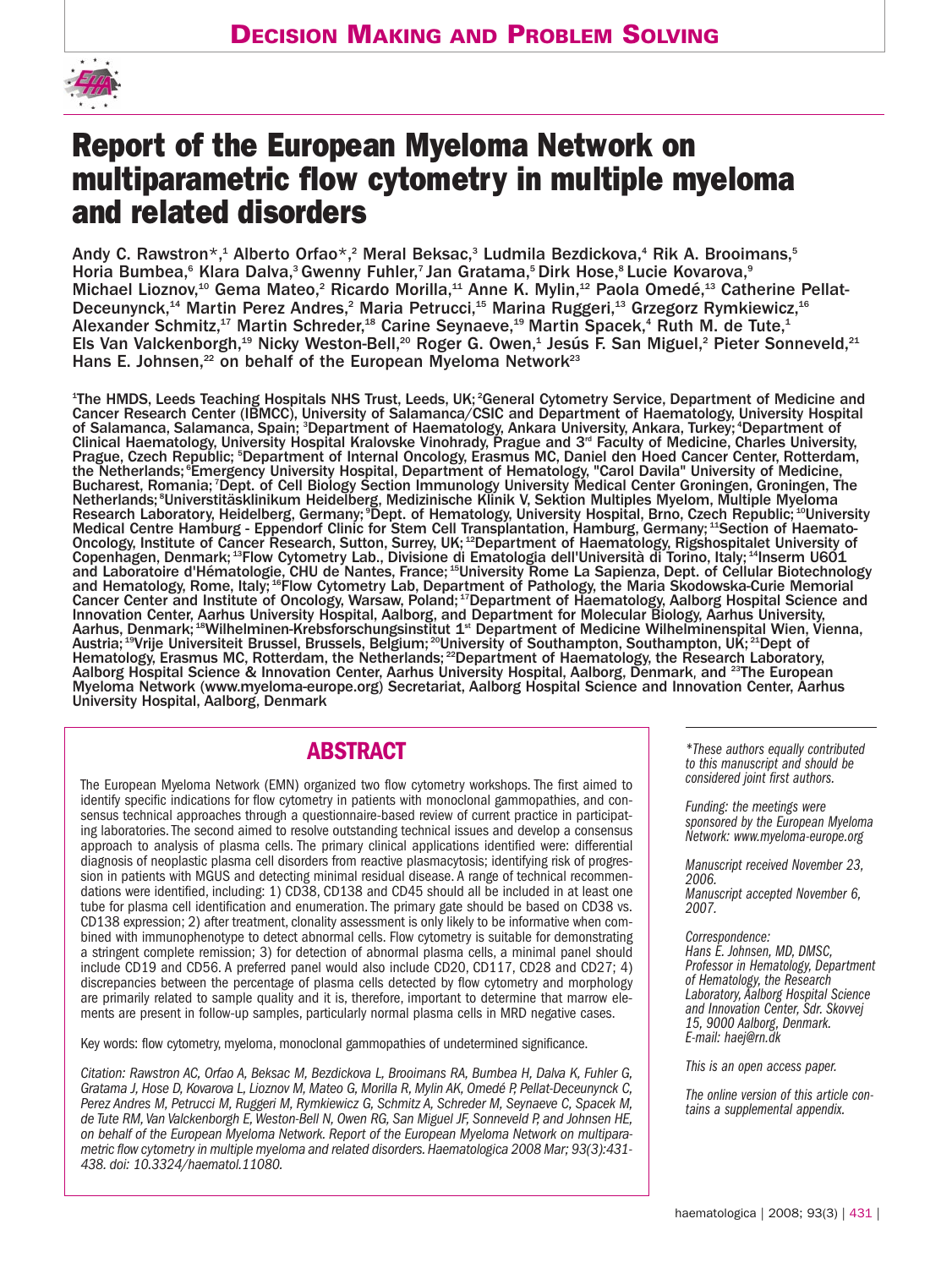# Decision Making and Problem Solving

# Report of the European Myeloma Network on multiparametric flow cytometry in multiple myeloma and related disorders

Andy C. Rawstron*,[1] Alberto Orfao*,[2] Meral Beksac,[3] Ludmila Bezdickova,[4] Rik A. Brooimans,[5] Horia Bumbea,[6] Klara Dalva,[3] Gwenny Fuhler,[7] Jan Gratama,[5] Dirk Hose,[8] Lucie Kovarova,[9] Michael Lioznov,[10] Gema Mateo,[2] Ricardo Morilla,[11] Anne K. Mylin,[12] Paola Omedé,[13] Catherine Pellat-Deceunynck,[14] Martin Perez Andres,[2] Maria Petrucci,[15] Marina Ruggeri,[13] Grzegorz Rymkiewicz,[16] Alexander Schmitz,[17] Martin Schreder,[18] Carine Seynaeve,[19] Martin Spacek,[4] Ruth M. de Tute,[1] Els Van Valckenborgh,[19] Nicky Weston-Bell,[20] Roger G. Owen,[1] Jesús F. San Miguel,[2] Pieter Sonneveld,[21] Hans E. Johnsen,[22] on behalf of the European Myeloma Network[23]

[1]The HMDS, Leeds Teaching Hospitals NHS Trust, Leeds, UK; [2]General Cytometry Service, Department of Medicine and Cancer Research Center (IBMCC), University of Salamanca/CSIC and Department of Haematology, University Hospital of Salamanca, Salamanca, Spain; [3]Department of Haematology, Ankara University, Ankara, Turkey; [4]Department of Clinical Haematology, University Hospital Kralovske Vinohrady, Prague and 3rd Faculty of Medicine, Charles University, Prague, Czech Republic; [5]Department of Internal Oncology, Erasmus MC, Daniel den Hoed Cancer Center, Rotterdam, the Netherlands; [6]Emergency University Hospital, Department of Hematology, "Carol Davila" University of Medicine, Bucharest, Romania; [7]Dept. of Cell Biology Section Immunology University Medical Center Groningen, Groningen, The Netherlands; [8]Universtitäsklinikum Heidelberg, Medizinische Klinik V, Sektion Multiples Myelom, Multiple Myeloma Research Laboratory, Heidelberg, Germany; [9]Dept. of Hematology, University Hospital, Brno, Czech Republic; [10]University Medical Centre Hamburg - Eppendorf Clinic for Stem Cell Transplantation, Hamburg, Germany; [11]Section of Haemato-Oncology, Institute of Cancer Research, Sutton, Surrey, UK; [12]Department of Haematology, Rigshospitalet University of Copenhagen, Denmark; [13]Flow Cytometry Lab., Divisione di Ematologia dell'Università di Torino, Italy; [14]Inserm U601 and Laboratoire d'Hématologie, CHU de Nantes, France; [15]University Rome La Sapienza, Dept. of Cellular Biotechnology and Hematology, Rome, Italy; [16]Flow Cytometry Lab, Department of Pathology, the Maria Skodowska-Curie Memorial Cancer Center and Institute of Oncology, Warsaw, Poland; [17]Department of Haematology, Aalborg Hospital Science and Innovation Center, Aarhus University Hospital, Aalborg, and Department for Molecular Biology, Aarhus University, Aarhus, Denmark; [18]Wilhelminen-Krebsforschungsinstitut 1st Department of Medicine Wilhelminenspital Wien, Vienna, Austria; [19]Vrije Universiteit Brussel, Brussels, Belgium; [20]University of Southampton, Southampton, UK; [21]Dept of Hematology, Erasmus MC, Rotterdam, the Netherlands; [22]Department of Haematology, the Research Laboratory, Aalborg Hospital Science & Innovation Center, Aarhus University Hospital, Aalborg, Denmark, and [23]The European Myeloma Network (www.myeloma-europe.org) Secretariat, Aalborg Hospital Science and Innovation Center, Aarhus University Hospital, Aalborg, Denmark

## ABSTRACT

The European Myeloma Network (EMN) organized two flow cytometry workshops. The first aimed to identify specific indications for flow cytometry in patients with monoclonal gammopathies, and consensus technical approaches through a questionnaire-based review of current practice in participating laboratories. The second aimed to resolve outstanding technical issues and develop a consensus approach to analysis of plasma cells. The primary clinical applications identified were: differential diagnosis of neoplastic plasma cell disorders from reactive plasmacytosis; identifying risk of progression in patients with MGUS and detecting minimal residual disease. A range of technical recommendations were identified, including: 1) CD38, CD138 and CD45 should all be included in at least one tube for plasma cell identification and enumeration. The primary gate should be based on CD38 vs. CD138 expression; 2) after treatment, clonality assessment is only likely to be informative when combined with immunophenotype to detect abnormal cells. Flow cytometry is suitable for demonstrating a stringent complete remission; 3) for detection of abnormal plasma cells, a minimal panel should include CD19 and CD56. A preferred panel would also include CD20, CD117, CD28 and CD27; 4) discrepancies between the percentage of plasma cells detected by flow cytometry and morphology are primarily related to sample quality and it is, therefore, important to determine that marrow elements are present in follow-up samples, particularly normal plasma cells in MRD negative cases.

Key words: flow cytometry, myeloma, monoclonal gammopathies of undetermined significance.

*Citation: Rawstron AC, Orfao A, Beksac M, Bezdickova L, Brooimans RA, Bumbea H, Dalva K, Fuhler G, Gratama J, Hose D, Kovarova L, Lioznov M, Mateo G, Morilla R, Mylin AK, Omedé P, Pellat-Deceunynck C, Perez Andres M, Petrucci M, Ruggeri M, Rymkiewicz G, Schmitz A, Schreder M, Seynaeve C, Spacek M, de Tute RM, Van Valckenborgh E, Weston-Bell N, Owen RG, San Miguel JF, Sonneveld P, and Johnsen HE, on behalf of the European Myeloma Network. Report of the European Myeloma Network on multiparametric flow cytometry in multiple myeloma and related disorders. Haematologica 2008 Mar; 93(3):431-438. doi: 10.3324/haematol.11080.*

*These authors equally contributed to this manuscript and should be considered joint first authors.

*Funding: the meetings were sponsored by the European Myeloma Network: www.myeloma-europe.org*

*Manuscript received November 23, 2006.*
*Manuscript accepted November 6, 2007.*

*Correspondence:*
*Hans E. Johnsen, MD, DMSC, Professor in Hematology, Department of Hematology, the Research Laboratory, Aalborg Hospital Science and Innovation Center, Sdr. Skovvej 15, 9000 Aalborg, Denmark.*
*E-mail: haej@rn.dk*

*This is an open access paper.*

*The online version of this article contains a supplemental appendix.*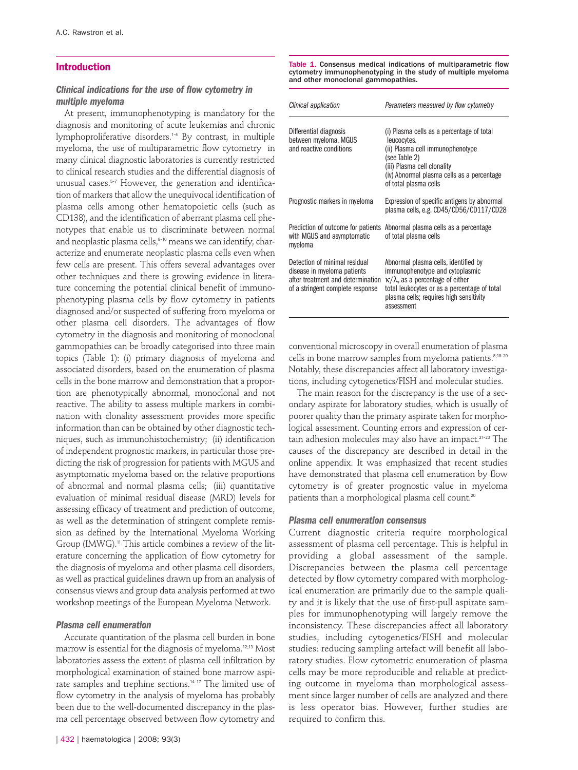## Introduction

### *Clinical indications for the use of flow cytometry in multiple myeloma*

At present, immunophenotyping is mandatory for the diagnosis and monitoring of acute leukemias and chronic lymphoproliferative disorders.[1-4] By contrast, in multiple myeloma, the use of multiparametric flow cytometry in many clinical diagnostic laboratories is currently restricted to clinical research studies and the differential diagnosis of unusual cases.[5-7] However, the generation and identification of markers that allow the unequivocal identification of plasma cells among other hematopoietic cells (such as CD138), and the identification of aberrant plasma cell phenotypes that enable us to discriminate between normal and neoplastic plasma cells,[8-10] means we can identify, characterize and enumerate neoplastic plasma cells even when few cells are present. This offers several advantages over other techniques and there is growing evidence in literature concerning the potential clinical benefit of immunophenotyping plasma cells by flow cytometry in patients diagnosed and/or suspected of suffering from myeloma or other plasma cell disorders. The advantages of flow cytometry in the diagnosis and monitoring of monoclonal gammopathies can be broadly categorised into three main topics (Table 1): (i) primary diagnosis of myeloma and associated disorders, based on the enumeration of plasma cells in the bone marrow and demonstration that a proportion are phenotypically abnormal, monoclonal and not reactive. The ability to assess multiple markers in combination with clonality assessment provides more specific information than can be obtained by other diagnostic techniques, such as immunohistochemistry; (ii) identification of independent prognostic markers, in particular those predicting the risk of progression for patients with MGUS and asymptomatic myeloma based on the relative proportions of abnormal and normal plasma cells; (iii) quantitative evaluation of minimal residual disease (MRD) levels for assessing efficacy of treatment and prediction of outcome, as well as the determination of stringent complete remission as defined by the International Myeloma Working Group (IMWG).[11] This article combines a review of the literature concerning the application of flow cytometry for the diagnosis of myeloma and other plasma cell disorders, as well as practical guidelines drawn up from an analysis of consensus views and group data analysis performed at two workshop meetings of the European Myeloma Network.

**Table 1. Consensus medical indications of multiparametric flow cytometry immunophenotyping in the study of multiple myeloma and other monoclonal gammopathies.**

| *Clinical application* | *Parameters measured by flow cytometry* |
|---|---|
| Differential diagnosis between myeloma, MGUS and reactive conditions | (i) Plasma cells as a percentage of total leucocytes. (ii) Plasma cell immunophenotype (see Table 2) (iii) Plasma cell clonality (iv) Abnormal plasma cells as a percentage of total plasma cells |
| Prognostic markers in myeloma | Expression of specific antigens by abnormal plasma cells, e.g. CD45/CD56/CD117/CD28 |
| Prediction of outcome for patients with MGUS and asymptomatic myeloma | Abnormal plasma cells as a percentage of total plasma cells |
| Detection of minimal residual disease in myeloma patients after treatment and determination of a stringent complete response | Abnormal plasma cells, identified by immunophenotype and cytoplasmic $\kappa/\lambda$, as a percentage of either total leukocytes or as a percentage of total plasma cells; requires high sensitivity assessment |

### *Plasma cell enumeration*

Accurate quantitation of the plasma cell burden in bone marrow is essential for the diagnosis of myeloma.[12,13] Most laboratories assess the extent of plasma cell infiltration by morphological examination of stained bone marrow aspirate samples and trephine sections.[14-17] The limited use of flow cytometry in the analysis of myeloma has probably been due to the well-documented discrepancy in the plasma cell percentage observed between flow cytometry and conventional microscopy in overall enumeration of plasma cells in bone marrow samples from myeloma patients.[8,18-20] Notably, these discrepancies affect all laboratory investigations, including cytogenetics/FISH and molecular studies.

The main reason for the discrepancy is the use of a secondary aspirate for laboratory studies, which is usually of poorer quality than the primary aspirate taken for morphological assessment. Counting errors and expression of certain adhesion molecules may also have an impact.[21-23] The causes of the discrepancy are described in detail in the online appendix. It was emphasized that recent studies have demonstrated that plasma cell enumeration by flow cytometry is of greater prognostic value in myeloma patients than a morphological plasma cell count.[20]

### *Plasma cell enumeration consensus*

Current diagnostic criteria require morphological assessment of plasma cell percentage. This is helpful in providing a global assessment of the sample. Discrepancies between the plasma cell percentage detected by flow cytometry compared with morphological enumeration are primarily due to the sample quality and it is likely that the use of first-pull aspirate samples for immunophenotyping will largely remove the inconsistency. These discrepancies affect all laboratory studies, including cytogenetics/FISH and molecular studies: reducing sampling artefact will benefit all laboratory studies. Flow cytometric enumeration of plasma cells may be more reproducible and reliable at predicting outcome in myeloma than morphological assessment since larger number of cells are analyzed and there is less operator bias. However, further studies are required to confirm this.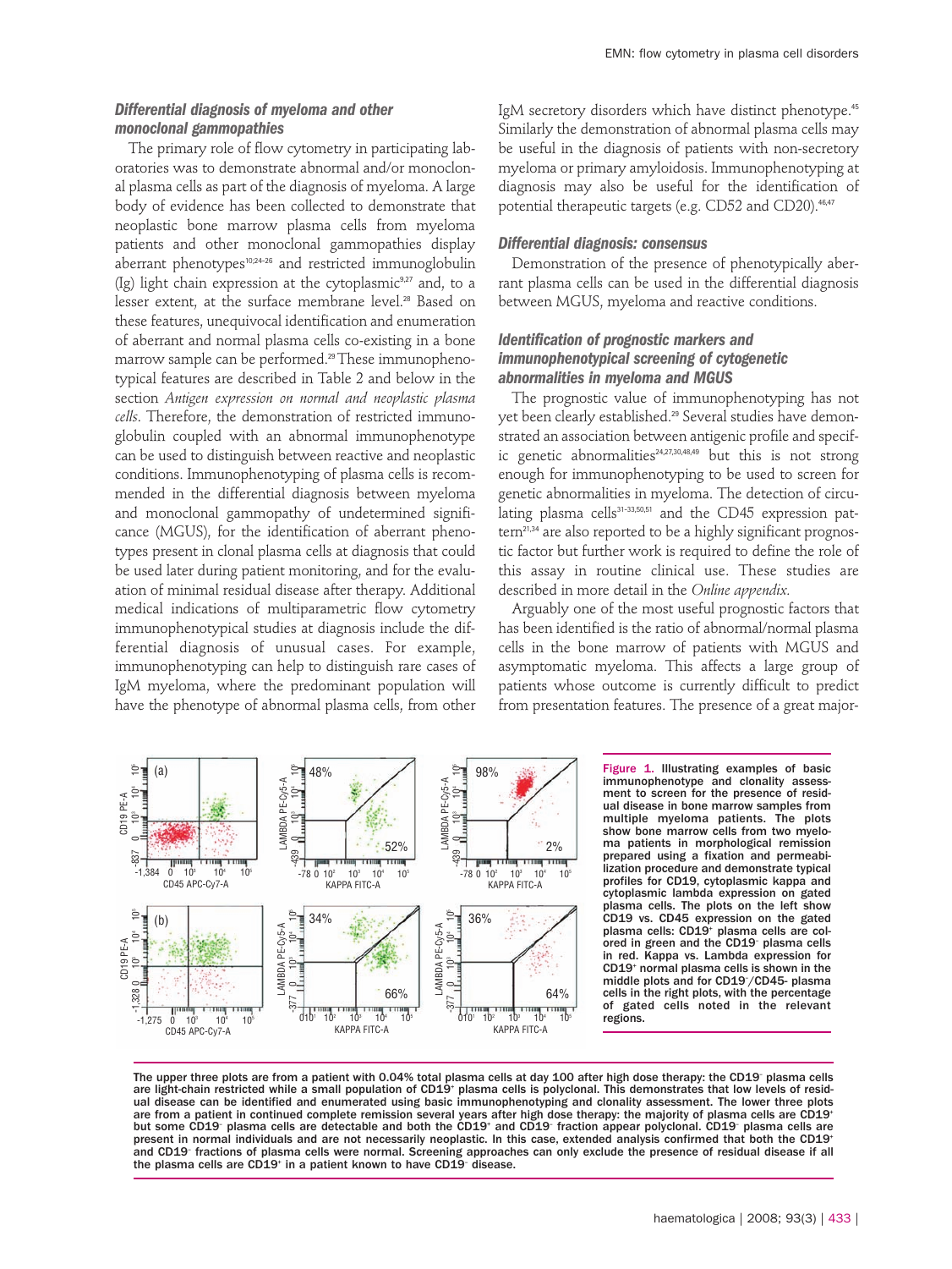### Differential diagnosis of myeloma and other monoclonal gammopathies

The primary role of flow cytometry in participating laboratories was to demonstrate abnormal and/or monoclonal plasma cells as part of the diagnosis of myeloma. A large body of evidence has been collected to demonstrate that neoplastic bone marrow plasma cells from myeloma patients and other monoclonal gammopathies display aberrant phenotypes[10;24-26] and restricted immunoglobulin (Ig) light chain expression at the cytoplasmic[9,27] and, to a lesser extent, at the surface membrane level.[28] Based on these features, unequivocal identification and enumeration of aberrant and normal plasma cells co-existing in a bone marrow sample can be performed.[29] These immunophenotypical features are described in Table 2 and below in the section *Antigen expression on normal and neoplastic plasma cells*. Therefore, the demonstration of restricted immunoglobulin coupled with an abnormal immunophenotype can be used to distinguish between reactive and neoplastic conditions. Immunophenotyping of plasma cells is recommended in the differential diagnosis between myeloma and monoclonal gammopathy of undetermined significance (MGUS), for the identification of aberrant phenotypes present in clonal plasma cells at diagnosis that could be used later during patient monitoring, and for the evaluation of minimal residual disease after therapy. Additional medical indications of multiparametric flow cytometry immunophenotypical studies at diagnosis include the differential diagnosis of unusual cases. For example, immunophenotyping can help to distinguish rare cases of IgM myeloma, where the predominant population will have the phenotype of abnormal plasma cells, from other IgM secretory disorders which have distinct phenotype.[45] Similarly the demonstration of abnormal plasma cells may be useful in the diagnosis of patients with non-secretory myeloma or primary amyloidosis. Immunophenotyping at diagnosis may also be useful for the identification of potential therapeutic targets (e.g. CD52 and CD20).[46,47]

### Differential diagnosis: consensus

Demonstration of the presence of phenotypically aberrant plasma cells can be used in the differential diagnosis between MGUS, myeloma and reactive conditions.

### Identification of prognostic markers and immunophenotypical screening of cytogenetic abnormalities in myeloma and MGUS

The prognostic value of immunophenotyping has not yet been clearly established.[29] Several studies have demonstrated an association between antigenic profile and specific genetic abnormalities[24,27,30,48,49] but this is not strong enough for immunophenotyping to be used to screen for genetic abnormalities in myeloma. The detection of circulating plasma cells[31-33,50,51] and the CD45 expression pattern[21,34] are also reported to be a highly significant prognostic factor but further work is required to define the role of this assay in routine clinical use. These studies are described in more detail in the *Online appendix*.

Arguably one of the most useful prognostic factors that has been identified is the ratio of abnormal/normal plasma cells in the bone marrow of patients with MGUS and asymptomatic myeloma. This affects a large group of patients whose outcome is currently difficult to predict from presentation features. The presence of a great major-

**Figure 1.** Illustrating examples of basic immunophenotype and clonality assessment to screen for the presence of residual disease in bone marrow samples from multiple myeloma patients. The plots show bone marrow cells from two myeloma patients in morphological remission prepared using a fixation and permeabilization procedure and demonstrate typical profiles for CD19, cytoplasmic kappa and cytoplasmic lambda expression on gated plasma cells. The plots on the left show CD19 vs. CD45 expression on the gated plasma cells: CD19⁺ plasma cells are colored in green and the CD19⁻ plasma cells in red. Kappa vs. Lambda expression for CD19⁺ normal plasma cells is shown in the middle plots and for CD19⁻/CD45- plasma cells in the right plots, with the percentage of gated cells noted in the relevant regions.

The upper three plots are from a patient with 0.04% total plasma cells at day 100 after high dose therapy: the CD19⁻ plasma cells are light-chain restricted while a small population of CD19⁺ plasma cells is polyclonal. This demonstrates that low levels of residual disease can be identified and enumerated using basic immunophenotyping and clonality assessment. The lower three plots are from a patient in continued complete remission several years after high dose therapy: the majority of plasma cells are CD19⁺ but some CD19⁻ plasma cells are detectable and both the CD19⁺ and CD19⁻ fraction appear polyclonal. CD19⁻ plasma cells are present in normal individuals and are not necessarily neoplastic. In this case, extended analysis confirmed that both the CD19⁺ and CD19⁻ fractions of plasma cells were normal. Screening approaches can only exclude the presence of residual disease if all the plasma cells are CD19⁺ in a patient known to have CD19⁻ disease.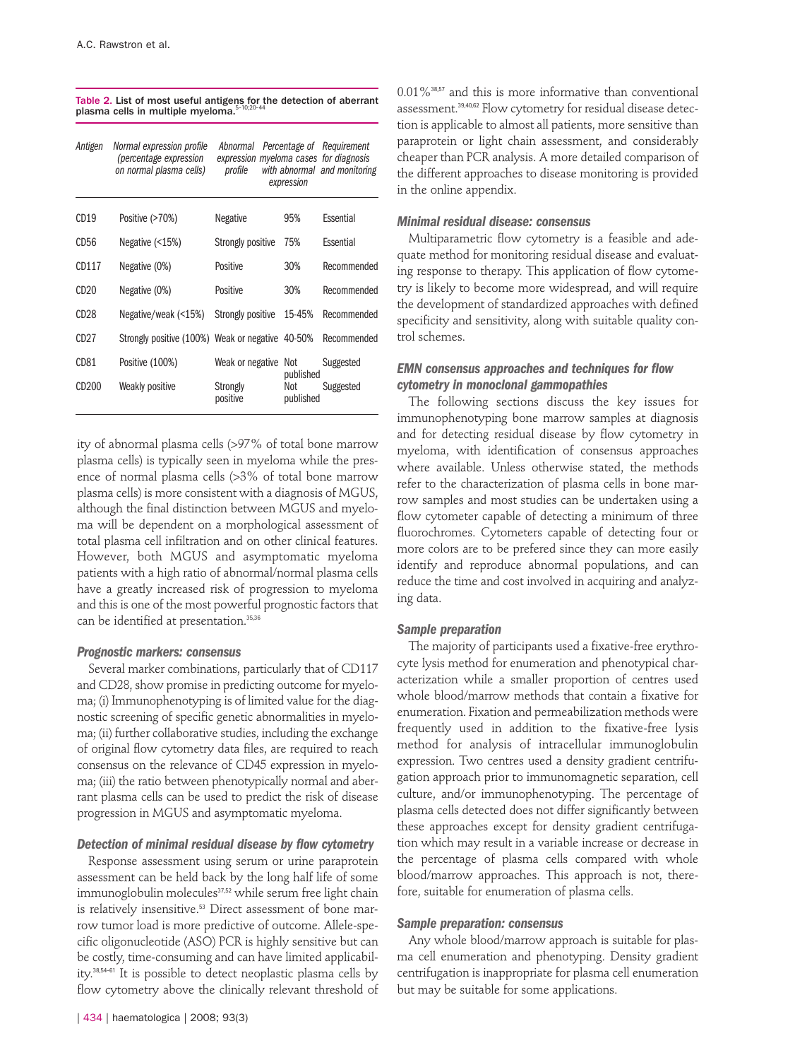**Table 2. List of most useful antigens for the detection of aberrant plasma cells in multiple myeloma.**[5–10;20–44]

| Antigen | Normal expression profile (percentage expression on normal plasma cells) | Abnormal expression profile | Percentage of myeloma cases with abnormal expression | Requirement for diagnosis and monitoring |
|---|---|---|---|---|
| CD19 | Positive (>70%) | Negative | 95% | Essential |
| CD56 | Negative (<15%) | Strongly positive | 75% | Essential |
| CD117 | Negative (0%) | Positive | 30% | Recommended |
| CD20 | Negative (0%) | Positive | 30% | Recommended |
| CD28 | Negative/weak (<15%) | Strongly positive | 15-45% | Recommended |
| CD27 | Strongly positive (100%) | Weak or negative | 40-50% | Recommended |
| CD81 | Positive (100%) | Weak or negative | Not published | Suggested |
| CD200 | Weakly positive | Strongly positive | Not published | Suggested |

ity of abnormal plasma cells (>97% of total bone marrow plasma cells) is typically seen in myeloma while the presence of normal plasma cells (>3% of total bone marrow plasma cells) is more consistent with a diagnosis of MGUS, although the final distinction between MGUS and myeloma will be dependent on a morphological assessment of total plasma cell infiltration and on other clinical features. However, both MGUS and asymptomatic myeloma patients with a high ratio of abnormal/normal plasma cells have a greatly increased risk of progression to myeloma and this is one of the most powerful prognostic factors that can be identified at presentation.[35,36]

### *Prognostic markers: consensus*

Several marker combinations, particularly that of CD117 and CD28, show promise in predicting outcome for myeloma; (i) Immunophenotyping is of limited value for the diagnostic screening of specific genetic abnormalities in myeloma; (ii) further collaborative studies, including the exchange of original flow cytometry data files, are required to reach consensus on the relevance of CD45 expression in myeloma; (iii) the ratio between phenotypically normal and aberrant plasma cells can be used to predict the risk of disease progression in MGUS and asymptomatic myeloma.

### *Detection of minimal residual disease by flow cytometry*

Response assessment using serum or urine paraprotein assessment can be held back by the long half life of some immunoglobulin molecules[37,52] while serum free light chain is relatively insensitive.[53] Direct assessment of bone marrow tumor load is more predictive of outcome. Allele-specific oligonucleotide (ASO) PCR is highly sensitive but can be costly, time-consuming and can have limited applicability.[38,54-61] It is possible to detect neoplastic plasma cells by flow cytometry above the clinically relevant threshold of 0.01%[38,57] and this is more informative than conventional assessment.[39,40,62] Flow cytometry for residual disease detection is applicable to almost all patients, more sensitive than paraprotein or light chain assessment, and considerably cheaper than PCR analysis. A more detailed comparison of the different approaches to disease monitoring is provided in the online appendix.

### *Minimal residual disease: consensus*

Multiparametric flow cytometry is a feasible and adequate method for monitoring residual disease and evaluating response to therapy. This application of flow cytometry is likely to become more widespread, and will require the development of standardized approaches with defined specificity and sensitivity, along with suitable quality control schemes.

### *EMN consensus approaches and techniques for flow cytometry in monoclonal gammopathies*

The following sections discuss the key issues for immunophenotyping bone marrow samples at diagnosis and for detecting residual disease by flow cytometry in myeloma, with identification of consensus approaches where available. Unless otherwise stated, the methods refer to the characterization of plasma cells in bone marrow samples and most studies can be undertaken using a flow cytometer capable of detecting a minimum of three fluorochromes. Cytometers capable of detecting four or more colors are to be prefered since they can more easily identify and reproduce abnormal populations, and can reduce the time and cost involved in acquiring and analyzing data.

### *Sample preparation*

The majority of participants used a fixative-free erythrocyte lysis method for enumeration and phenotypical characterization while a smaller proportion of centres used whole blood/marrow methods that contain a fixative for enumeration. Fixation and permeabilization methods were frequently used in addition to the fixative-free lysis method for analysis of intracellular immunoglobulin expression. Two centres used a density gradient centrifugation approach prior to immunomagnetic separation, cell culture, and/or immunophenotyping. The percentage of plasma cells detected does not differ significantly between these approaches except for density gradient centrifugation which may result in a variable increase or decrease in the percentage of plasma cells compared with whole blood/marrow approaches. This approach is not, therefore, suitable for enumeration of plasma cells.

### *Sample preparation: consensus*

Any whole blood/marrow approach is suitable for plasma cell enumeration and phenotyping. Density gradient centrifugation is inappropriate for plasma cell enumeration but may be suitable for some applications.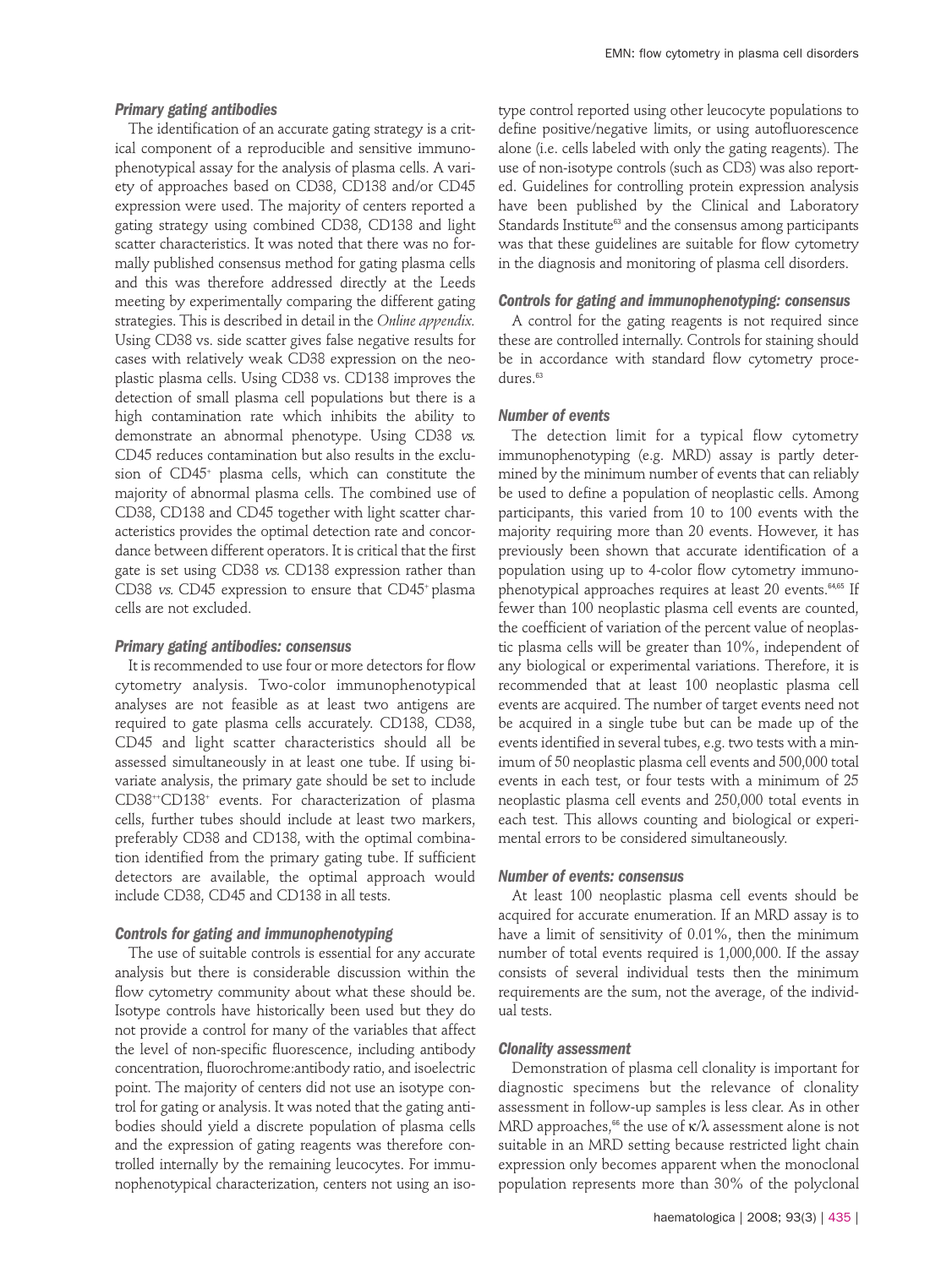### *Primary gating antibodies*

The identification of an accurate gating strategy is a critical component of a reproducible and sensitive immunophenotypical assay for the analysis of plasma cells. A variety of approaches based on CD38, CD138 and/or CD45 expression were used. The majority of centers reported a gating strategy using combined CD38, CD138 and light scatter characteristics. It was noted that there was no formally published consensus method for gating plasma cells and this was therefore addressed directly at the Leeds meeting by experimentally comparing the different gating strategies. This is described in detail in the *Online appendix.* Using CD38 vs. side scatter gives false negative results for cases with relatively weak CD38 expression on the neoplastic plasma cells. Using CD38 vs. CD138 improves the detection of small plasma cell populations but there is a high contamination rate which inhibits the ability to demonstrate an abnormal phenotype. Using CD38 *vs.* CD45 reduces contamination but also results in the exclusion of $CD45^+$ plasma cells, which can constitute the majority of abnormal plasma cells. The combined use of CD38, CD138 and CD45 together with light scatter characteristics provides the optimal detection rate and concordance between different operators. It is critical that the first gate is set using CD38 *vs.* CD138 expression rather than CD38 *vs.* CD45 expression to ensure that $CD45^+$ plasma cells are not excluded.

### *Primary gating antibodies: consensus*

It is recommended to use four or more detectors for flow cytometry analysis. Two-color immunophenotypical analyses are not feasible as at least two antigens are required to gate plasma cells accurately. CD138, CD38, CD45 and light scatter characteristics should all be assessed simultaneously in at least one tube. If using bivariate analysis, the primary gate should be set to include $CD38^{++}CD138^{+}$ events. For characterization of plasma cells, further tubes should include at least two markers, preferably CD38 and CD138, with the optimal combination identified from the primary gating tube. If sufficient detectors are available, the optimal approach would include CD38, CD45 and CD138 in all tests.

### *Controls for gating and immunophenotyping*

The use of suitable controls is essential for any accurate analysis but there is considerable discussion within the flow cytometry community about what these should be. Isotype controls have historically been used but they do not provide a control for many of the variables that affect the level of non-specific fluorescence, including antibody concentration, fluorochrome:antibody ratio, and isoelectric point. The majority of centers did not use an isotype control for gating or analysis. It was noted that the gating antibodies should yield a discrete population of plasma cells and the expression of gating reagents was therefore controlled internally by the remaining leucocytes. For immunophenotypical characterization, centers not using an isotype control reported using other leucocyte populations to define positive/negative limits, or using autofluorescence alone (i.e. cells labeled with only the gating reagents). The use of non-isotype controls (such as CD3) was also reported. Guidelines for controlling protein expression analysis have been published by the Clinical and Laboratory Standards Institute[63] and the consensus among participants was that these guidelines are suitable for flow cytometry in the diagnosis and monitoring of plasma cell disorders.

### *Controls for gating and immunophenotyping: consensus*

A control for the gating reagents is not required since these are controlled internally. Controls for staining should be in accordance with standard flow cytometry procedures.[63]

### *Number of events*

The detection limit for a typical flow cytometry immunophenotyping (e.g. MRD) assay is partly determined by the minimum number of events that can reliably be used to define a population of neoplastic cells. Among participants, this varied from 10 to 100 events with the majority requiring more than 20 events. However, it has previously been shown that accurate identification of a population using up to 4-color flow cytometry immunophenotypical approaches requires at least 20 events.[64,65] If fewer than 100 neoplastic plasma cell events are counted, the coefficient of variation of the percent value of neoplastic plasma cells will be greater than 10%, independent of any biological or experimental variations. Therefore, it is recommended that at least 100 neoplastic plasma cell events are acquired. The number of target events need not be acquired in a single tube but can be made up of the events identified in several tubes, e.g. two tests with a minimum of 50 neoplastic plasma cell events and 500,000 total events in each test, or four tests with a minimum of 25 neoplastic plasma cell events and 250,000 total events in each test. This allows counting and biological or experimental errors to be considered simultaneously.

### *Number of events: consensus*

At least 100 neoplastic plasma cell events should be acquired for accurate enumeration. If an MRD assay is to have a limit of sensitivity of 0.01%, then the minimum number of total events required is 1,000,000. If the assay consists of several individual tests then the minimum requirements are the sum, not the average, of the individual tests.

### *Clonality assessment*

Demonstration of plasma cell clonality is important for diagnostic specimens but the relevance of clonality assessment in follow-up samples is less clear. As in other MRD approaches,[66] the use of $\kappa/\lambda$ assessment alone is not suitable in an MRD setting because restricted light chain expression only becomes apparent when the monoclonal population represents more than 30% of the polyclonal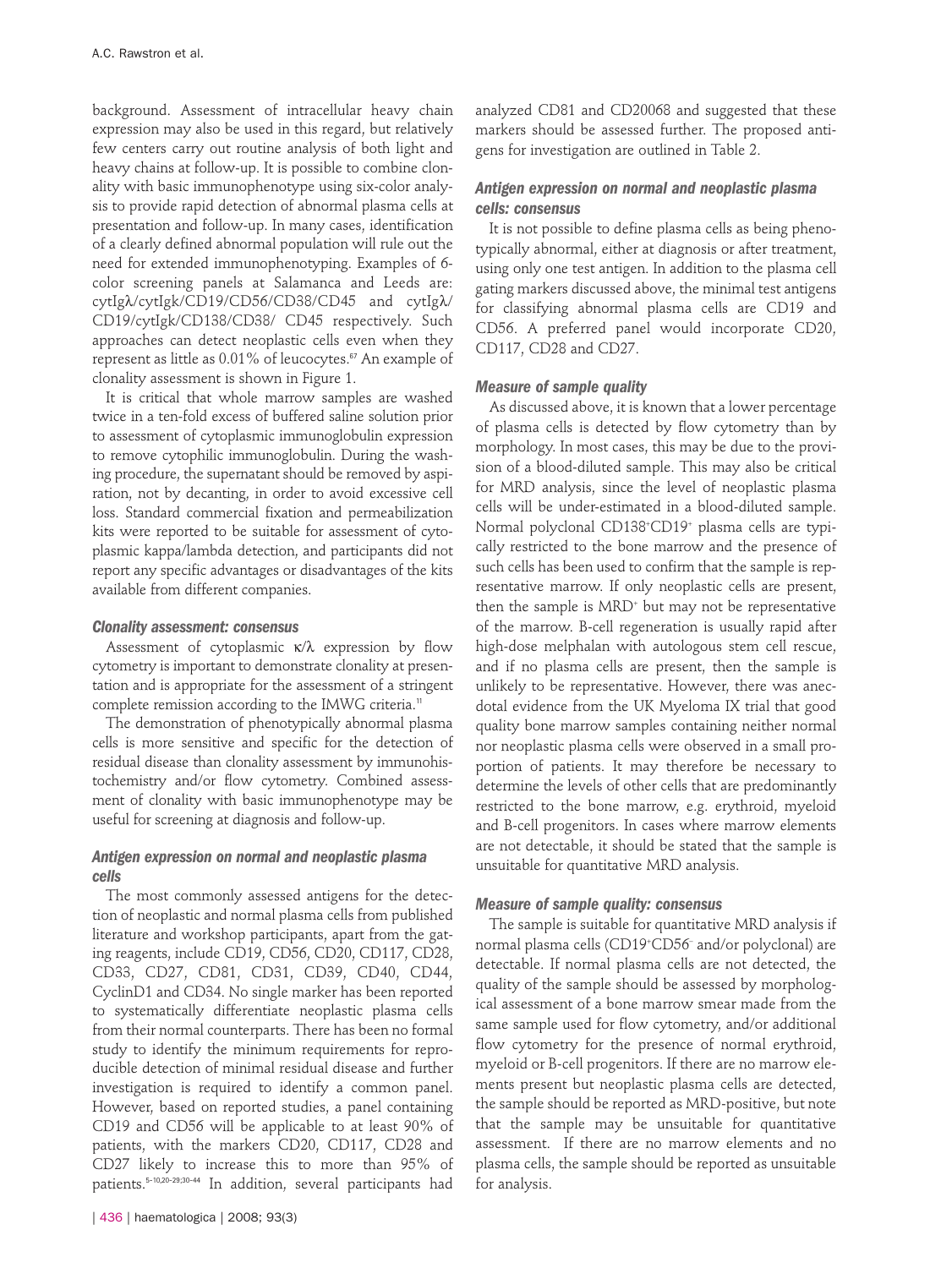background. Assessment of intracellular heavy chain expression may also be used in this regard, but relatively few centers carry out routine analysis of both light and heavy chains at follow-up. It is possible to combine clonality with basic immunophenotype using six-color analysis to provide rapid detection of abnormal plasma cells at presentation and follow-up. In many cases, identification of a clearly defined abnormal population will rule out the need for extended immunophenotyping. Examples of 6-color screening panels at Salamanca and Leeds are: cytIgλ/cytIgk/CD19/CD56/CD38/CD45 and cytIgλ/CD19/cytIgk/CD138/CD38/ CD45 respectively. Such approaches can detect neoplastic cells even when they represent as little as 0.01% of leucocytes.[67] An example of clonality assessment is shown in Figure 1.

It is critical that whole marrow samples are washed twice in a ten-fold excess of buffered saline solution prior to assessment of cytoplasmic immunoglobulin expression to remove cytophilic immunoglobulin. During the washing procedure, the supernatant should be removed by aspiration, not by decanting, in order to avoid excessive cell loss. Standard commercial fixation and permeabilization kits were reported to be suitable for assessment of cytoplasmic kappa/lambda detection, and participants did not report any specific advantages or disadvantages of the kits available from different companies.

### Clonality assessment: consensus

Assessment of cytoplasmic κ/λ expression by flow cytometry is important to demonstrate clonality at presentation and is appropriate for the assessment of a stringent complete remission according to the IMWG criteria.[11]

The demonstration of phenotypically abnormal plasma cells is more sensitive and specific for the detection of residual disease than clonality assessment by immunohistochemistry and/or flow cytometry. Combined assessment of clonality with basic immunophenotype may be useful for screening at diagnosis and follow-up.

### Antigen expression on normal and neoplastic plasma cells

The most commonly assessed antigens for the detection of neoplastic and normal plasma cells from published literature and workshop participants, apart from the gating reagents, include CD19, CD56, CD20, CD117, CD28, CD33, CD27, CD81, CD31, CD39, CD40, CD44, CyclinD1 and CD34. No single marker has been reported to systematically differentiate neoplastic plasma cells from their normal counterparts. There has been no formal study to identify the minimum requirements for reproducible detection of minimal residual disease and further investigation is required to identify a common panel. However, based on reported studies, a panel containing CD19 and CD56 will be applicable to at least 90% of patients, with the markers CD20, CD117, CD28 and CD27 likely to increase this to more than 95% of patients.[5-10,20-29;30-44] In addition, several participants had analyzed CD81 and CD20068 and suggested that these markers should be assessed further. The proposed antigens for investigation are outlined in Table 2.

### Antigen expression on normal and neoplastic plasma cells: consensus

It is not possible to define plasma cells as being phenotypically abnormal, either at diagnosis or after treatment, using only one test antigen. In addition to the plasma cell gating markers discussed above, the minimal test antigens for classifying abnormal plasma cells are CD19 and CD56. A preferred panel would incorporate CD20, CD117, CD28 and CD27.

### Measure of sample quality

As discussed above, it is known that a lower percentage of plasma cells is detected by flow cytometry than by morphology. In most cases, this may be due to the provision of a blood-diluted sample. This may also be critical for MRD analysis, since the level of neoplastic plasma cells will be under-estimated in a blood-diluted sample. Normal polyclonal CD138$^+$CD19$^+$ plasma cells are typically restricted to the bone marrow and the presence of such cells has been used to confirm that the sample is representative marrow. If only neoplastic cells are present, then the sample is MRD$^+$ but may not be representative of the marrow. B-cell regeneration is usually rapid after high-dose melphalan with autologous stem cell rescue, and if no plasma cells are present, then the sample is unlikely to be representative. However, there was anecdotal evidence from the UK Myeloma IX trial that good quality bone marrow samples containing neither normal nor neoplastic plasma cells were observed in a small proportion of patients. It may therefore be necessary to determine the levels of other cells that are predominantly restricted to the bone marrow, e.g. erythroid, myeloid and B-cell progenitors. In cases where marrow elements are not detectable, it should be stated that the sample is unsuitable for quantitative MRD analysis.

### Measure of sample quality: consensus

The sample is suitable for quantitative MRD analysis if normal plasma cells (CD19$^+$CD56$^-$ and/or polyclonal) are detectable. If normal plasma cells are not detected, the quality of the sample should be assessed by morphological assessment of a bone marrow smear made from the same sample used for flow cytometry, and/or additional flow cytometry for the presence of normal erythroid, myeloid or B-cell progenitors. If there are no marrow elements present but neoplastic plasma cells are detected, the sample should be reported as MRD-positive, but note that the sample may be unsuitable for quantitative assessment. If there are no marrow elements and no plasma cells, the sample should be reported as unsuitable for analysis.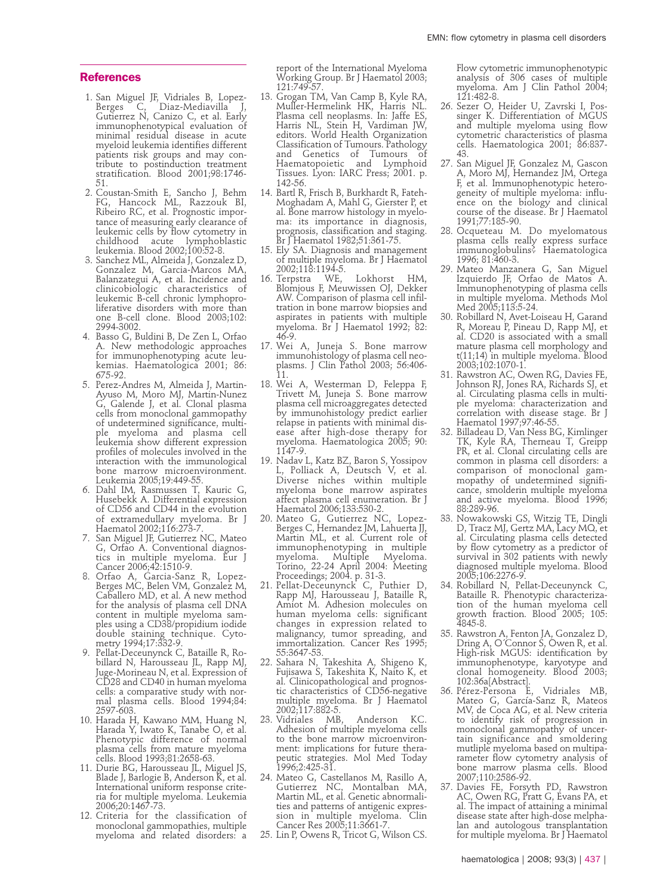## References

1. San Miguel JF, Vidriales B, Lopez-Berges C, Diaz-Mediavilla J, Gutierrez N, Canizo C, et al. Early immunophenotypical evaluation of minimal residual disease in acute myeloid leukemia identifies different patients risk groups and may contribute to postinduction treatment stratification. Blood 2001;98:1746-51.
2. Coustan-Smith E, Sancho J, Behm FG, Hancock ML, Razzouk BI, Ribeiro RC, et al. Prognostic importance of measuring early clearance of leukemic cells by flow cytometry in childhood acute lymphoblastic leukemia. Blood 2002;100:52-8.
3. Sanchez ML, Almeida J, Gonzalez D, Gonzalez M, Garcia-Marcos MA, Balanzategui A, et al. Incidence and clinicobiologic characteristics of leukemic B-cell chronic lymphoproliferative disorders with more than one B-cell clone. Blood 2003;102: 2994-3002.
4. Basso G, Buldini B, De Zen L, Orfao A. New methodologic approaches for immunophenotyping acute leukemias. Haematologica 2001; 86: 675-92.
5. Perez-Andres M, Almeida J, Martin-Ayuso M, Moro MJ, Martin-Nunez G, Galende J, et al. Clonal plasma cells from monoclonal gammopathy of undetermined significance, multiple myeloma and plasma cell leukemia show different expression profiles of molecules involved in the interaction with the immunological bone marrow microenvironment. Leukemia 2005;19:449-55.
6. Dahl IM, Rasmussen T, Kauric G, Husebekk A. Differential expression of CD56 and CD44 in the evolution of extramedullary myeloma. Br J Haematol 2002;116:273-7.
7. San Miguel JF, Gutierrez NC, Mateo G, Orfao A. Conventional diagnostics in multiple myeloma. Eur J Cancer 2006;42:1510-9.
8. Orfao A, Garcia-Sanz R, Lopez-Berges MC, Belen VM, Gonzalez M, Caballero MD, et al. A new method for the analysis of plasma cell DNA content in multiple myeloma samples using a CD38/propidium iodide double staining technique. Cytometry 1994;17:332-9.
9. Pellat-Deceunynck C, Bataille R, Robillard N, Harousseau JL, Rapp MJ, Juge-Morineau N, et al. Expression of CD28 and CD40 in human myeloma cells: a comparative study with normal plasma cells. Blood 1994;84: 2597-603.
10. Harada H, Kawano MM, Huang N, Harada Y, Iwato K, Tanabe O, et al. Phenotypic difference of normal plasma cells from mature myeloma cells. Blood 1993;81:2658-63.
11. Durie BG, Harousseau JL, Miguel JS, Blade J, Barlogie B, Anderson K, et al. International uniform response criteria for multiple myeloma. Leukemia 2006;20:1467-73.
12. Criteria for the classification of monoclonal gammopathies, multiple myeloma and related disorders: a report of the International Myeloma Working Group. Br J Haematol 2003; 121:749-57.
13. Grogan TM, Van Camp B, Kyle RA, Muller-Hermelink HK, Harris NL. Plasma cell neoplasms. In: Jaffe ES, Harris NL, Stein H, Vardiman JW, editors. World Health Organization Classification of Tumours. Pathology and Genetics of Tumours of Haematopoietic and Lymphoid Tissues. Lyon: IARC Press; 2001. p. 142-56.
14. Bartl R, Frisch B, Burkhardt R, Fateh-Moghadam A, Mahl G, Gierster P, et al. Bone marrow histology in myeloma: its importance in diagnosis, prognosis, classification and staging. Br J Haematol 1982;51:361-75.
15. Ely SA. Diagnosis and management of multiple myeloma. Br J Haematol 2002;118:1194-5.
16. Terpstra WE, Lokhorst HM, Blomjous F, Meuwissen OJ, Dekker AW. Comparison of plasma cell infiltration in bone marrow biopsies and aspirates in patients with multiple myeloma. Br J Haematol 1992; 82: 46-9.
17. Wei A, Juneja S. Bone marrow immunohistology of plasma cell neoplasms. J Clin Pathol 2003; 56:406-11.
18. Wei A, Westerman D, Feleppa F, Trivett M, Juneja S. Bone marrow plasma cell microaggregates detected by immunohistology predict earlier relapse in patients with minimal disease after high-dose therapy for myeloma. Haematologica 2005; 90: 1147-9.
19. Nadav L, Katz BZ, Baron S, Yossipov L, Polliack A, Deutsch V, et al. Diverse niches within multiple myeloma bone marrow aspirates affect plasma cell enumeration. Br J Haematol 2006;133:530-2.
20. Mateo G, Gutierrez NC, Lopez-Berges C, Hernandez JM, Lahuerta JJ, Martin ML, et al. Current role of immunophenotyping in multiple myeloma. Multiple Myeloma. Torino, 22-24 April 2004: Meeting Proceedings; 2004. p. 31-3.
21. Pellat-Deceunynck C, Puthier D, Rapp MJ, Harousseau J, Bataille R, Amiot M. Adhesion molecules on human myeloma cells: significant changes in expression related to malignancy, tumor spreading, and immortalization. Cancer Res 1995; 55:3647-53.
22. Sahara N, Takeshita A, Shigeno K, Fujisawa S, Takeshita K, Naito K, et al. Clinicopathological and prognostic characteristics of CD56-negative multiple myeloma. Br J Haematol 2002;117:882-5.
23. Vidriales MB, Anderson KC. Adhesion of multiple myeloma cells to the bone marrow microenvironment: implications for future therapeutic strategies. Mol Med Today 1996;2:425-31.
24. Mateo G, Castellanos M, Rasillo A, Gutierrez NC, Montalban MA, Martin ML, et al. Genetic abnormalities and patterns of antigenic expression in multiple myeloma. Clin Cancer Res 2005;11:3661-7.
25. Lin P, Owens R, Tricot G, Wilson CS. Flow cytometric immunophenotypic analysis of 306 cases of multiple myeloma. Am J Clin Pathol 2004; 121:482-8.
26. Sezer O, Heider U, Zavrski I, Possinger K. Differentiation of MGUS and multiple myeloma using flow cytometric characteristics of plasma cells. Haematologica 2001; 86:837-43.
27. San Miguel JF, Gonzalez M, Gascon A, Moro MJ, Hernandez JM, Ortega F, et al. Immunophenotypic heterogeneity of multiple myeloma: influence on the biology and clinical course of the disease. Br J Haematol 1991;77:185-90.
28. Ocqueteau M. Do myelomatous plasma cells really express surface immunoglobulins? Haematologica 1996; 81:460-3.
29. Mateo Manzanera G, San Miguel Izquierdo JF, Orfao de Matos A. Immunophenotyping of plasma cells in multiple myeloma. Methods Mol Med 2005;113:5-24.
30. Robillard N, Avet-Loiseau H, Garand R, Moreau P, Pineau D, Rapp MJ, et al. CD20 is associated with a small mature plasma cell morphology and t(11;14) in multiple myeloma. Blood 2003;102:1070-1.
31. Rawstron AC, Owen RG, Davies FE, Johnson RJ, Jones RA, Richards SJ, et al. Circulating plasma cells in multiple myeloma: characterization and correlation with disease stage. Br J Haematol 1997;97:46-55.
32. Billadeau D, Van Ness BG, Kimlinger TK, Kyle RA, Therneau T, Greipp PR, et al. Clonal circulating cells are common in plasma cell disorders: a comparison of monoclonal gammopathy of undetermined significance, smolderin multiple myeloma and active myeloma. Blood 1996; 88:289-96.
33. Nowakowski GS, Witzig TE, Dingli D, Tracz MJ, Gertz MA, Lacy MQ, et al. Circulating plasma cells detected by flow cytometry as a predictor of survival in 302 patients with newly diagnosed multiple myeloma. Blood 2005;106:2276-9.
34. Robillard N, Pellat-Deceunynck C, Bataille R. Phenotypic characterization of the human myeloma cell growth fraction. Blood 2005; 105: 4845-8.
35. Rawstron A, Fenton JA, Gonzalez D, Dring A, O´Connor S, Owen R, et al. High-risk MGUS: identification by immunophenotype, karyotype and clonal homogeneity. Blood 2003; 102:36a[Abstract].
36. Pérez-Persona E, Vidriales MB, Mateo G, García-Sanz R, Mateos MV, de Coca AG, et al. New criteria to identify risk of progression in monoclonal gammopathy of uncertain significance and smoldering mutliple myeloma based on multiparameter flow cytometry analysis of bone marrow plasma cells. Blood 2007;110:2586-92.
37. Davies FE, Forsyth PD, Rawstron AC, Owen RG, Pratt G, Evans PA, et al. The impact of attaining a minimal disease state after high-dose melphalan and autologous transplantation for multiple myeloma. Br J Haematol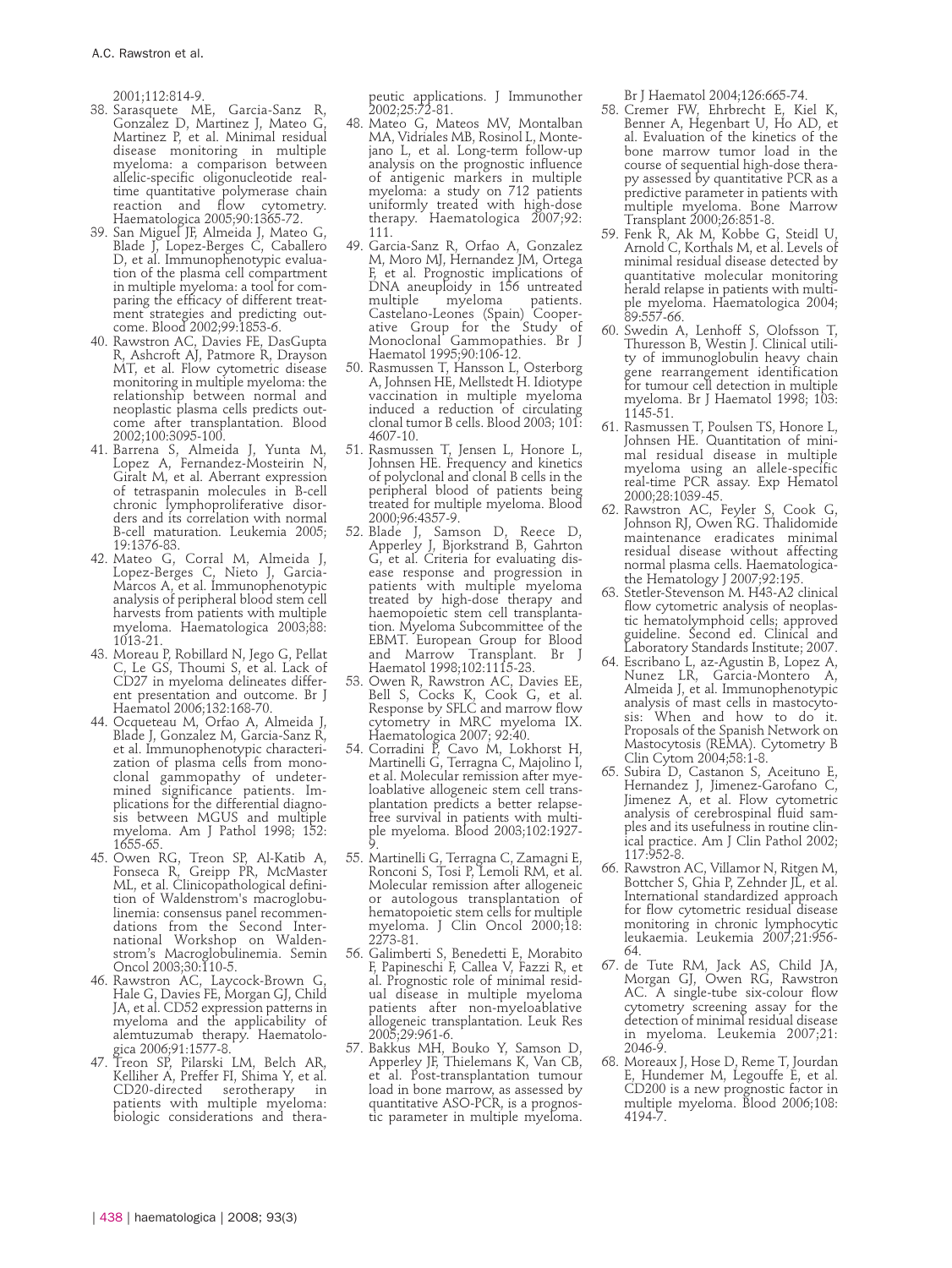2001;112:814-9.

38. Sarasquete ME, Garcia-Sanz R, Gonzalez D, Martinez J, Mateo G, Martinez P, et al. Minimal residual disease monitoring in multiple myeloma: a comparison between allelic-specific oligonucleotide real-time quantitative polymerase chain reaction and flow cytometry. Haematologica 2005;90:1365-72.
39. San Miguel JF, Almeida J, Mateo G, Blade J, Lopez-Berges C, Caballero D, et al. Immunophenotypic evaluation of the plasma cell compartment in multiple myeloma: a tool for comparing the efficacy of different treatment strategies and predicting outcome. Blood 2002;99:1853-6.
40. Rawstron AC, Davies FE, DasGupta R, Ashcroft AJ, Patmore R, Drayson MT, et al. Flow cytometric disease monitoring in multiple myeloma: the relationship between normal and neoplastic plasma cells predicts outcome after transplantation. Blood 2002;100:3095-100.
41. Barrena S, Almeida J, Yunta M, Lopez A, Fernandez-Mosteirin N, Giralt M, et al. Aberrant expression of tetraspanin molecules in B-cell chronic lymphoproliferative disorders and its correlation with normal B-cell maturation. Leukemia 2005; 19:1376-83.
42. Mateo G, Corral M, Almeida J, Lopez-Berges C, Nieto J, Garcia-Marcos A, et al. Immunophenotypic analysis of peripheral blood stem cell harvests from patients with multiple myeloma. Haematologica 2003;88: 1013-21.
43. Moreau P, Robillard N, Jego G, Pellat C, Le GS, Thoumi S, et al. Lack of CD27 in myeloma delineates different presentation and outcome. Br J Haematol 2006;132:168-70.
44. Ocqueteau M, Orfao A, Almeida J, Blade J, Gonzalez M, Garcia-Sanz R, et al. Immunophenotypic characterization of plasma cells from monoclonal gammopathy of undetermined significance patients. Implications for the differential diagnosis between MGUS and multiple myeloma. Am J Pathol 1998; 152: 1655-65.
45. Owen RG, Treon SP, Al-Katib A, Fonseca R, Greipp PR, McMaster ML, et al. Clinicopathological definition of Waldenstrom's macroglobulinemia: consensus panel recommendations from the Second International Workshop on Waldenstrom's Macroglobulinemia. Semin Oncol 2003;30:110-5.
46. Rawstron AC, Laycock-Brown G, Hale G, Davies FE, Morgan GJ, Child JA, et al. CD52 expression patterns in myeloma and the applicability of alemtuzumab therapy. Haematologica 2006;91:1577-8.
47. Treon SP, Pilarski LM, Belch AR, Kelliher A, Preffer FI, Shima Y, et al. CD20-directed serotherapy in patients with multiple myeloma: biologic considerations and therapeutic applications. J Immunother 2002;25:72-81.
48. Mateo G, Mateos MV, Montalban MA, Vidriales MB, Rosinol L, Montejano L, et al. Long-term follow-up analysis on the prognostic influence of antigenic markers in multiple myeloma: a study on 712 patients uniformly treated with high-dose therapy. Haematologica 2007;92: 111.
49. Garcia-Sanz R, Orfao A, Gonzalez M, Moro MJ, Hernandez JM, Ortega F, et al. Prognostic implications of DNA aneuploidy in 156 untreated multiple myeloma patients. Castelano-Leones (Spain) Cooperative Group for the Study of Monoclonal Gammopathies. Br J Haematol 1995;90:106-12.
50. Rasmussen T, Hansson L, Osterborg A, Johnsen HE, Mellstedt H. Idiotype vaccination in multiple myeloma induced a reduction of circulating clonal tumor B cells. Blood 2003; 101: 4607-10.
51. Rasmussen T, Jensen L, Honore L, Johnsen HE. Frequency and kinetics of polyclonal and clonal B cells in the peripheral blood of patients being treated for multiple myeloma. Blood 2000;96:4357-9.
52. Blade J, Samson D, Reece D, Apperley J, Bjorkstrand B, Gahrton G, et al. Criteria for evaluating disease response and progression in patients with multiple myeloma treated by high-dose therapy and haemopoietic stem cell transplantation. Myeloma Subcommittee of the EBMT. European Group for Blood and Marrow Transplant. Br J Haematol 1998;102:1115-23.
53. Owen R, Rawstron AC, Davies EE, Bell S, Cocks K, Cook G, et al. Response by SFLC and marrow flow cytometry in MRC myeloma IX. Haematologica 2007; 92:40.
54. Corradini P, Cavo M, Lokhorst H, Martinelli G, Terragna C, Majolino I, et al. Molecular remission after myeloablative allogeneic stem cell transplantation predicts a better relapse-free survival in patients with multiple myeloma. Blood 2003;102:1927-9.
55. Martinelli G, Terragna C, Zamagni E, Ronconi S, Tosi P, Lemoli RM, et al. Molecular remission after allogeneic or autologous transplantation of hematopoietic stem cells for multiple myeloma. J Clin Oncol 2000;18: 2273-81.
56. Galimberti S, Benedetti E, Morabito F, Papineschi F, Callea V, Fazzi R, et al. Prognostic role of minimal residual disease in multiple myeloma patients after non-myeloablative allogeneic transplantation. Leuk Res 2005;29:961-6.
57. Bakkus MH, Bouko Y, Samson D, Apperley JF, Thielemans K, Van CB, et al. Post-transplantation tumour load in bone marrow, as assessed by quantitative ASO-PCR, is a prognostic parameter in multiple myeloma. Br J Haematol 2004;126:665-74.
58. Cremer FW, Ehrbrecht E, Kiel K, Benner A, Hegenbart U, Ho AD, et al. Evaluation of the kinetics of the bone marrow tumor load in the course of sequential high-dose therapy assessed by quantitative PCR as a predictive parameter in patients with multiple myeloma. Bone Marrow Transplant 2000;26:851-8.
59. Fenk R, Ak M, Kobbe G, Steidl U, Arnold C, Korthals M, et al. Levels of minimal residual disease detected by quantitative molecular monitoring herald relapse in patients with multiple myeloma. Haematologica 2004; 89:557-66.
60. Swedin A, Lenhoff S, Olofsson T, Thuresson B, Westin J. Clinical utility of immunoglobulin heavy chain gene rearrangement identification for tumour cell detection in multiple myeloma. Br J Haematol 1998; 103: 1145-51.
61. Rasmussen T, Poulsen TS, Honore L, Johnsen HE. Quantitation of minimal residual disease in multiple myeloma using an allele-specific real-time PCR assay. Exp Hematol 2000;28:1039-45.
62. Rawstron AC, Feyler S, Cook G, Johnson RJ, Owen RG. Thalidomide maintenance eradicates minimal residual disease without affecting normal plasma cells. Haematologica-the Hematology J 2007;92:195.
63. Stetler-Stevenson M. H43-A2 clinical flow cytometric analysis of neoplastic hematolymphoid cells; approved guideline. Second ed. Clinical and Laboratory Standards Institute; 2007.
64. Escribano L, az-Agustin B, Lopez A, Nunez LR, Garcia-Montero A, Almeida J, et al. Immunophenotypic analysis of mast cells in mastocytosis: When and how to do it. Proposals of the Spanish Network on Mastocytosis (REMA). Cytometry B Clin Cytom 2004;58:1-8.
65. Subira D, Castanon S, Aceituno E, Hernandez J, Jimenez-Garofano C, Jimenez A, et al. Flow cytometric analysis of cerebrospinal fluid samples and its usefulness in routine clinical practice. Am J Clin Pathol 2002; 117:952-8.
66. Rawstron AC, Villamor N, Ritgen M, Bottcher S, Ghia P, Zehnder JL, et al. International standardized approach for flow cytometric residual disease monitoring in chronic lymphocytic leukaemia. Leukemia 2007;21:956-64.
67. de Tute RM, Jack AS, Child JA, Morgan GJ, Owen RG, Rawstron AC. A single-tube six-colour flow cytometry screening assay for the detection of minimal residual disease in myeloma. Leukemia 2007;21: 2046-9.
68. Moreaux J, Hose D, Reme T, Jourdan E, Hundemer M, Legouffe E, et al. CD200 is a new prognostic factor in multiple myeloma. Blood 2006;108: 4194-7.